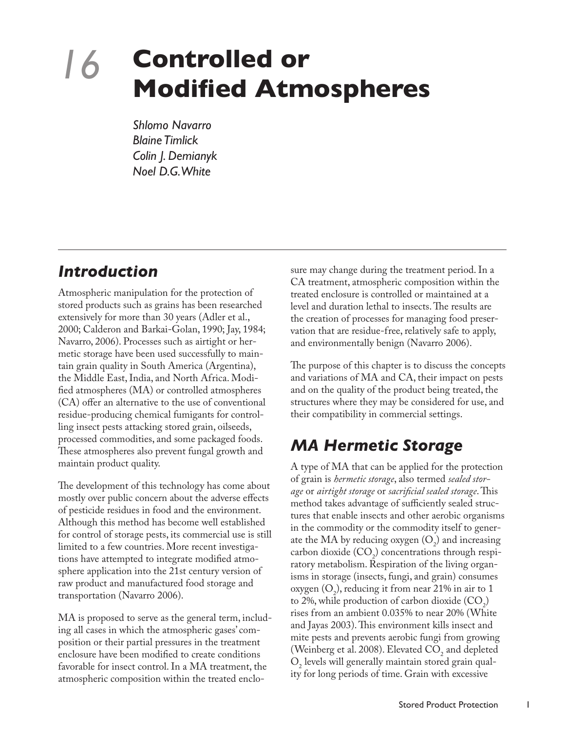# 16 Controlled or Modified Atmospheres

*Shlomo Navarro*
*Blaine Timlick*
*Colin J. Demianyk*
*Noel D.G. White*

## *Introduction*

Atmospheric manipulation for the protection of stored products such as grains has been researched extensively for more than 30 years (Adler et al., 2000; Calderon and Barkai-Golan, 1990; Jay, 1984; Navarro, 2006). Processes such as airtight or hermetic storage have been used successfully to maintain grain quality in South America (Argentina), the Middle East, India, and North Africa. Modified atmospheres (MA) or controlled atmospheres (CA) offer an alternative to the use of conventional residue-producing chemical fumigants for controlling insect pests attacking stored grain, oilseeds, processed commodities, and some packaged foods. These atmospheres also prevent fungal growth and maintain product quality.

The development of this technology has come about mostly over public concern about the adverse effects of pesticide residues in food and the environment. Although this method has become well established for control of storage pests, its commercial use is still limited to a few countries. More recent investigations have attempted to integrate modified atmosphere application into the 21st century version of raw product and manufactured food storage and transportation (Navarro 2006).

MA is proposed to serve as the general term, including all cases in which the atmospheric gases' composition or their partial pressures in the treatment enclosure have been modified to create conditions favorable for insect control. In a MA treatment, the atmospheric composition within the treated enclosure may change during the treatment period. In a CA treatment, atmospheric composition within the treated enclosure is controlled or maintained at a level and duration lethal to insects. The results are the creation of processes for managing food preservation that are residue-free, relatively safe to apply, and environmentally benign (Navarro 2006).

The purpose of this chapter is to discuss the concepts and variations of MA and CA, their impact on pests and on the quality of the product being treated, the structures where they may be considered for use, and their compatibility in commercial settings.

## *MA Hermetic Storage*

A type of MA that can be applied for the protection of grain is *hermetic storage*, also termed *sealed storage* or *airtight storage* or *sacrificial sealed storage*. This method takes advantage of sufficiently sealed structures that enable insects and other aerobic organisms in the commodity or the commodity itself to generate the MA by reducing oxygen ($O_2$) and increasing carbon dioxide ($CO_2$) concentrations through respiratory metabolism. Respiration of the living organisms in storage (insects, fungi, and grain) consumes oxygen ($O_2$), reducing it from near 21% in air to 1 to 2%, while production of carbon dioxide ($CO_2$) rises from an ambient 0.035% to near 20% (White and Jayas 2003). This environment kills insect and mite pests and prevents aerobic fungi from growing (Weinberg et al. 2008). Elevated $CO_2$ and depleted $O_2$ levels will generally maintain stored grain quality for long periods of time. Grain with excessive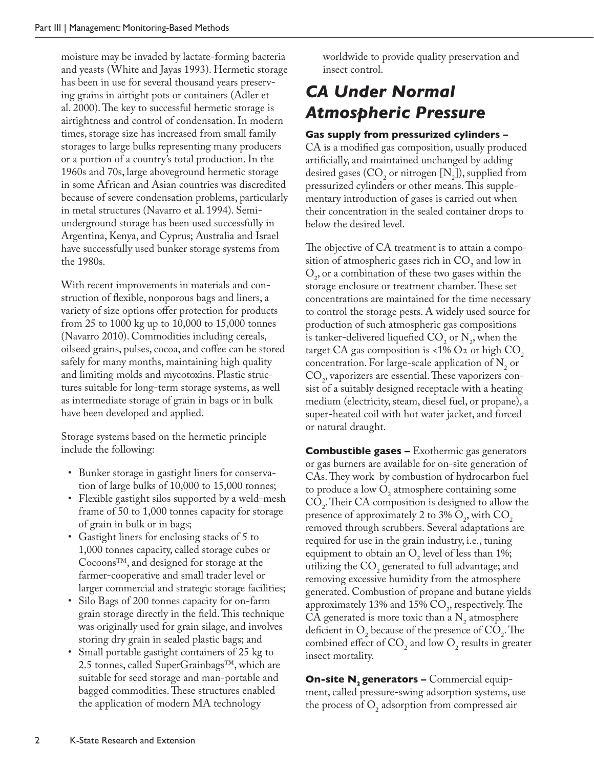moisture may be invaded by lactate-forming bacteria and yeasts (White and Jayas 1993). Hermetic storage has been in use for several thousand years preserving grains in airtight pots or containers (Adler et al. 2000). The key to successful hermetic storage is airtightness and control of condensation. In modern times, storage size has increased from small family storages to large bulks representing many producers or a portion of a country's total production. In the 1960s and 70s, large aboveground hermetic storage in some African and Asian countries was discredited because of severe condensation problems, particularly in metal structures (Navarro et al. 1994). Semi-underground storage has been used successfully in Argentina, Kenya, and Cyprus; Australia and Israel have successfully used bunker storage systems from the 1980s.

With recent improvements in materials and construction of flexible, nonporous bags and liners, a variety of size options offer protection for products from 25 to 1000 kg up to 10,000 to 15,000 tonnes (Navarro 2010). Commodities including cereals, oilseed grains, pulses, cocoa, and coffee can be stored safely for many months, maintaining high quality and limiting molds and mycotoxins. Plastic structures suitable for long-term storage systems, as well as intermediate storage of grain in bags or in bulk have been developed and applied.

Storage systems based on the hermetic principle include the following:

- Bunker storage in gastight liners for conservation of large bulks of 10,000 to 15,000 tonnes;
- Flexible gastight silos supported by a weld-mesh frame of 50 to 1,000 tonnes capacity for storage of grain in bulk or in bags;
- Gastight liners for enclosing stacks of 5 to 1,000 tonnes capacity, called storage cubes or Cocoons™, and designed for storage at the farmer-cooperative and small trader level or larger commercial and strategic storage facilities;
- Silo Bags of 200 tonnes capacity for on-farm grain storage directly in the field. This technique was originally used for grain silage, and involves storing dry grain in sealed plastic bags; and
- Small portable gastight containers of 25 kg to 2.5 tonnes, called SuperGrainbags™, which are suitable for seed storage and man-portable and bagged commodities. These structures enabled the application of modern MA technology worldwide to provide quality preservation and insect control.

## CA Under Normal Atmospheric Pressure

**Gas supply from pressurized cylinders –** CA is a modified gas composition, usually produced artificially, and maintained unchanged by adding desired gases ($CO_2$ or nitrogen [$N_2$]), supplied from pressurized cylinders or other means. This supplementary introduction of gases is carried out when their concentration in the sealed container drops to below the desired level.

The objective of CA treatment is to attain a composition of atmospheric gases rich in $CO_2$ and low in $O_2$, or a combination of these two gases within the storage enclosure or treatment chamber. These set concentrations are maintained for the time necessary to control the storage pests. A widely used source for production of such atmospheric gas compositions is tanker-delivered liquefied $CO_2$ or $N_2$, when the target CA gas composition is <1% $O_2$ or high $CO_2$ concentration. For large-scale application of $N_2$ or $CO_2$, vaporizers are essential. These vaporizers consist of a suitably designed receptacle with a heating medium (electricity, steam, diesel fuel, or propane), a super-heated coil with hot water jacket, and forced or natural draught.

**Combustible gases –** Exothermic gas generators or gas burners are available for on-site generation of CAs. They work by combustion of hydrocarbon fuel to produce a low $O_2$ atmosphere containing some $CO_2$. Their CA composition is designed to allow the presence of approximately 2 to 3% $O_2$, with $CO_2$ removed through scrubbers. Several adaptations are required for use in the grain industry, i.e., tuning equipment to obtain an $O_2$ level of less than 1%; utilizing the $CO_2$ generated to full advantage; and removing excessive humidity from the atmosphere generated. Combustion of propane and butane yields approximately 13% and 15% $CO_2$, respectively. The CA generated is more toxic than a $N_2$ atmosphere deficient in $O_2$ because of the presence of $CO_2$. The combined effect of $CO_2$ and low $O_2$ results in greater insect mortality.

**On-site $N_2$ generators –** Commercial equipment, called pressure-swing adsorption systems, use the process of $O_2$ adsorption from compressed air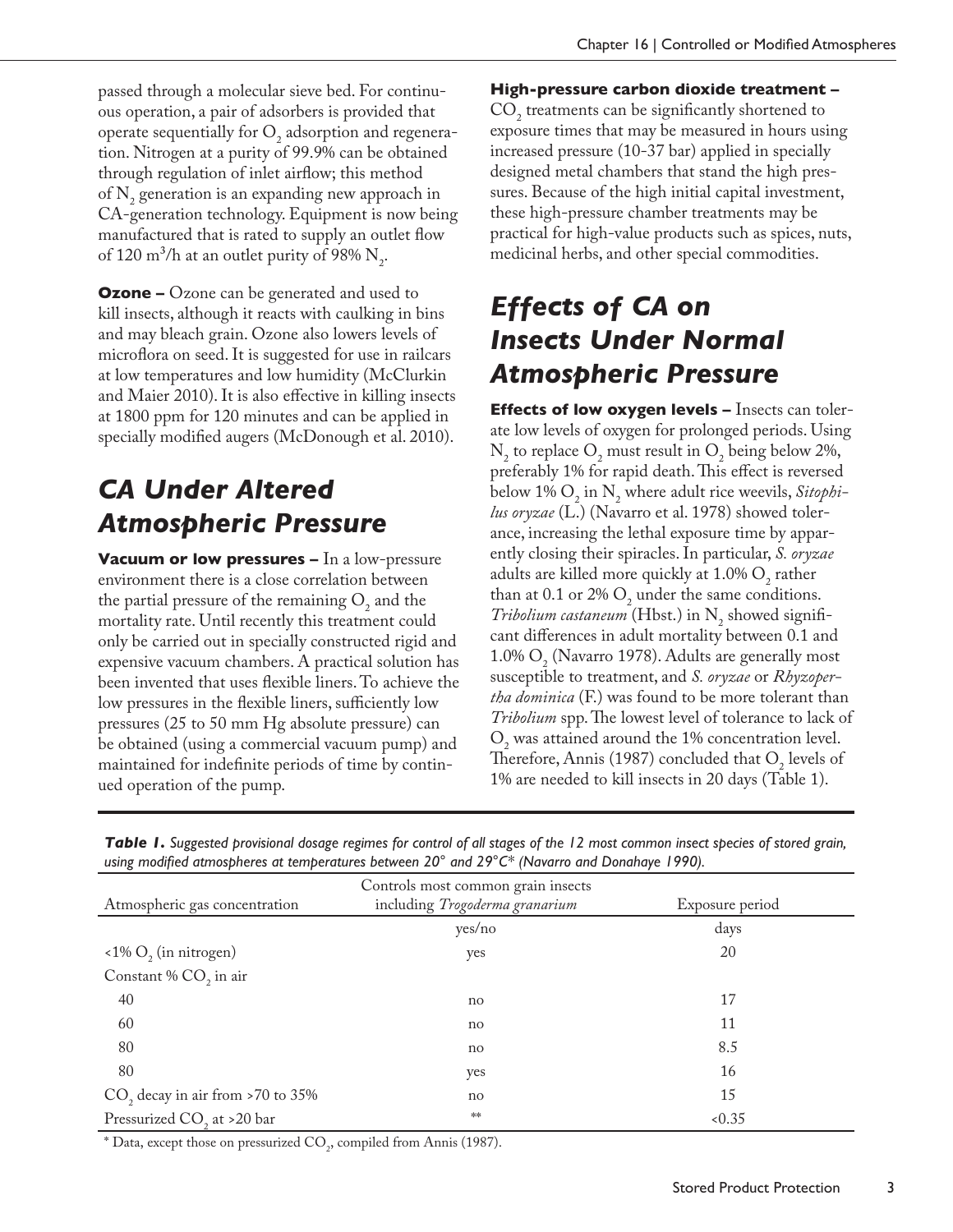passed through a molecular sieve bed. For continuous operation, a pair of adsorbers is provided that operate sequentially for $O_2$ adsorption and regeneration. Nitrogen at a purity of 99.9% can be obtained through regulation of inlet airflow; this method of $N_2$ generation is an expanding new approach in CA-generation technology. Equipment is now being manufactured that is rated to supply an outlet flow of 120 $m^3$/h at an outlet purity of 98% $N_2$.

**Ozone –** Ozone can be generated and used to kill insects, although it reacts with caulking in bins and may bleach grain. Ozone also lowers levels of microflora on seed. It is suggested for use in railcars at low temperatures and low humidity (McClurkin and Maier 2010). It is also effective in killing insects at 1800 ppm for 120 minutes and can be applied in specially modified augers (McDonough et al. 2010).

## CA Under Altered Atmospheric Pressure

**Vacuum or low pressures –** In a low-pressure environment there is a close correlation between the partial pressure of the remaining $O_2$ and the mortality rate. Until recently this treatment could only be carried out in specially constructed rigid and expensive vacuum chambers. A practical solution has been invented that uses flexible liners. To achieve the low pressures in the flexible liners, sufficiently low pressures (25 to 50 mm Hg absolute pressure) can be obtained (using a commercial vacuum pump) and maintained for indefinite periods of time by continued operation of the pump.

**High-pressure carbon dioxide treatment –** $CO_2$ treatments can be significantly shortened to exposure times that may be measured in hours using increased pressure (10-37 bar) applied in specially designed metal chambers that stand the high pressures. Because of the high initial capital investment, these high-pressure chamber treatments may be practical for high-value products such as spices, nuts, medicinal herbs, and other special commodities.

## Effects of CA on Insects Under Normal Atmospheric Pressure

**Effects of low oxygen levels –** Insects can tolerate low levels of oxygen for prolonged periods. Using $N_2$ to replace $O_2$ must result in $O_2$ being below 2%, preferably 1% for rapid death. This effect is reversed below 1% $O_2$ in $N_2$ where adult rice weevils, *Sitophilus oryzae* (L.) (Navarro et al. 1978) showed tolerance, increasing the lethal exposure time by apparently closing their spiracles. In particular, *S. oryzae* adults are killed more quickly at 1.0% $O_2$ rather than at 0.1 or 2% $O_2$ under the same conditions. *Tribolium castaneum* (Hbst.) in $N_2$ showed significant differences in adult mortality between 0.1 and 1.0% $O_2$ (Navarro 1978). Adults are generally most susceptible to treatment, and *S. oryzae* or *Rhyzopertha dominica* (F.) was found to be more tolerant than *Tribolium* spp. The lowest level of tolerance to lack of $O_2$ was attained around the 1% concentration level. Therefore, Annis (1987) concluded that $O_2$ levels of 1% are needed to kill insects in 20 days (Table 1).

***Table 1.*** *Suggested provisional dosage regimes for control of all stages of the 12 most common insect species of stored grain, using modified atmospheres at temperatures between 20° and 29°C\* (Navarro and Donahaye 1990).*

| Atmospheric gas concentration | Controls most common grain insects including *Trogoderma granarium* | Exposure period |
|---|---|---|
| | yes/no | days |
| <1% $O_2$ (in nitrogen) | yes | 20 |
| Constant % $CO_2$ in air | | |
| 40 | no | 17 |
| 60 | no | 11 |
| 80 | no | 8.5 |
| 80 | yes | 16 |
| $CO_2$ decay in air from >70 to 35% | no | 15 |
| Pressurized $CO_2$ at >20 bar | ** | <0.35 |

\* Data, except those on pressurized $CO_2$, compiled from Annis (1987).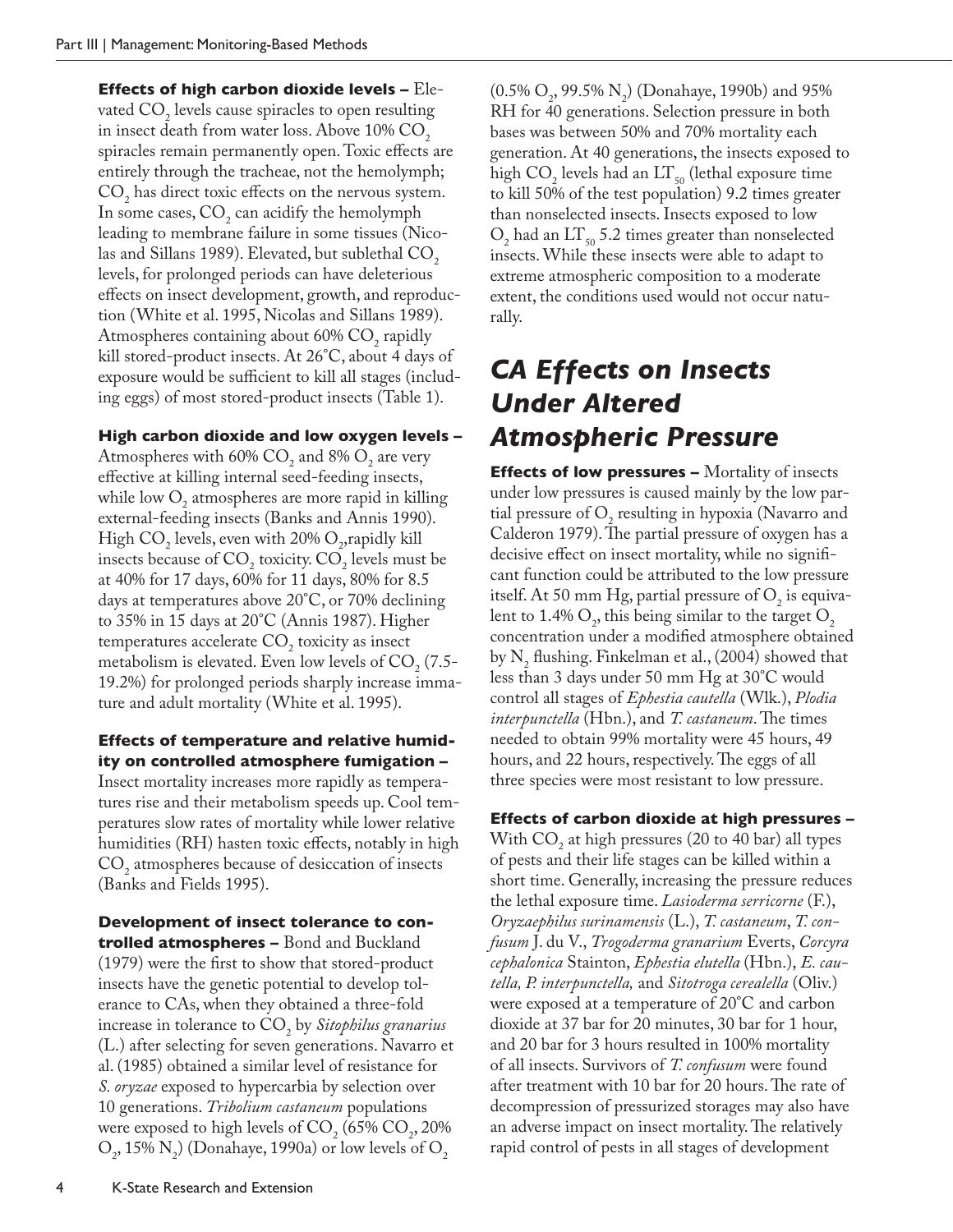**Effects of high carbon dioxide levels –** Elevated $CO_2$ levels cause spiracles to open resulting in insect death from water loss. Above 10% $CO_2$ spiracles remain permanently open. Toxic effects are entirely through the tracheae, not the hemolymph; $CO_2$ has direct toxic effects on the nervous system. In some cases, $CO_2$ can acidify the hemolymph leading to membrane failure in some tissues (Nicolas and Sillans 1989). Elevated, but sublethal $CO_2$ levels, for prolonged periods can have deleterious effects on insect development, growth, and reproduction (White et al. 1995, Nicolas and Sillans 1989). Atmospheres containing about 60% $CO_2$ rapidly kill stored-product insects. At 26˚C, about 4 days of exposure would be sufficient to kill all stages (including eggs) of most stored-product insects (Table 1).

**High carbon dioxide and low oxygen levels –** Atmospheres with 60% $CO_2$ and 8% $O_2$ are very effective at killing internal seed-feeding insects, while low $O_2$ atmospheres are more rapid in killing external-feeding insects (Banks and Annis 1990). High $CO_2$ levels, even with 20% $O_2$, rapidly kill insects because of $CO_2$ toxicity. $CO_2$ levels must be at 40% for 17 days, 60% for 11 days, 80% for 8.5 days at temperatures above 20˚C, or 70% declining to 35% in 15 days at 20˚C (Annis 1987). Higher temperatures accelerate $CO_2$ toxicity as insect metabolism is elevated. Even low levels of $CO_2$ (7.5-19.2%) for prolonged periods sharply increase immature and adult mortality (White et al. 1995).

**Effects of temperature and relative humidity on controlled atmosphere fumigation –** Insect mortality increases more rapidly as temperatures rise and their metabolism speeds up. Cool temperatures slow rates of mortality while lower relative humidities (RH) hasten toxic effects, notably in high $CO_2$ atmospheres because of desiccation of insects (Banks and Fields 1995).

**Development of insect tolerance to controlled atmospheres –** Bond and Buckland (1979) were the first to show that stored-product insects have the genetic potential to develop tolerance to CAs, when they obtained a three-fold increase in tolerance to $CO_2$ by *Sitophilus granarius* (L.) after selecting for seven generations. Navarro et al. (1985) obtained a similar level of resistance for *S. oryzae* exposed to hypercarbia by selection over 10 generations. *Tribolium castaneum* populations were exposed to high levels of $CO_2$ (65% $CO_2$, 20% $O_2$, 15% $N_2$) (Donahaye, 1990a) or low levels of $O_2$ (0.5% $O_2$, 99.5% $N_2$) (Donahaye, 1990b) and 95% RH for 40 generations. Selection pressure in both bases was between 50% and 70% mortality each generation. At 40 generations, the insects exposed to high $CO_2$ levels had an $LT_{50}$ (lethal exposure time to kill 50% of the test population) 9.2 times greater than nonselected insects. Insects exposed to low $O_2$ had an $LT_{50}$ 5.2 times greater than nonselected insects. While these insects were able to adapt to extreme atmospheric composition to a moderate extent, the conditions used would not occur naturally.

## CA Effects on Insects Under Altered Atmospheric Pressure

**Effects of low pressures –** Mortality of insects under low pressures is caused mainly by the low partial pressure of $O_2$ resulting in hypoxia (Navarro and Calderon 1979). The partial pressure of oxygen has a decisive effect on insect mortality, while no significant function could be attributed to the low pressure itself. At 50 mm Hg, partial pressure of $O_2$ is equivalent to 1.4% $O_2$, this being similar to the target $O_2$ concentration under a modified atmosphere obtained by $N_2$ flushing. Finkelman et al., (2004) showed that less than 3 days under 50 mm Hg at 30˚C would control all stages of *Ephestia cautella* (Wlk.), *Plodia interpunctella* (Hbn.), and *T. castaneum*. The times needed to obtain 99% mortality were 45 hours, 49 hours, and 22 hours, respectively. The eggs of all three species were most resistant to low pressure.

**Effects of carbon dioxide at high pressures –** With $CO_2$ at high pressures (20 to 40 bar) all types of pests and their life stages can be killed within a short time. Generally, increasing the pressure reduces the lethal exposure time. *Lasioderma serricorne* (F.), *Oryzaephilus surinamensis* (L.), *T. castaneum*, *T. confusum* J. du V., *Trogoderma granarium* Everts, *Corcyra cephalonica* Stainton, *Ephestia elutella* (Hbn.), *E. cautella, P. interpunctella,* and *Sitotroga cerealella* (Oliv.) were exposed at a temperature of 20˚C and carbon dioxide at 37 bar for 20 minutes, 30 bar for 1 hour, and 20 bar for 3 hours resulted in 100% mortality of all insects. Survivors of *T. confusum* were found after treatment with 10 bar for 20 hours. The rate of decompression of pressurized storages may also have an adverse impact on insect mortality. The relatively rapid control of pests in all stages of development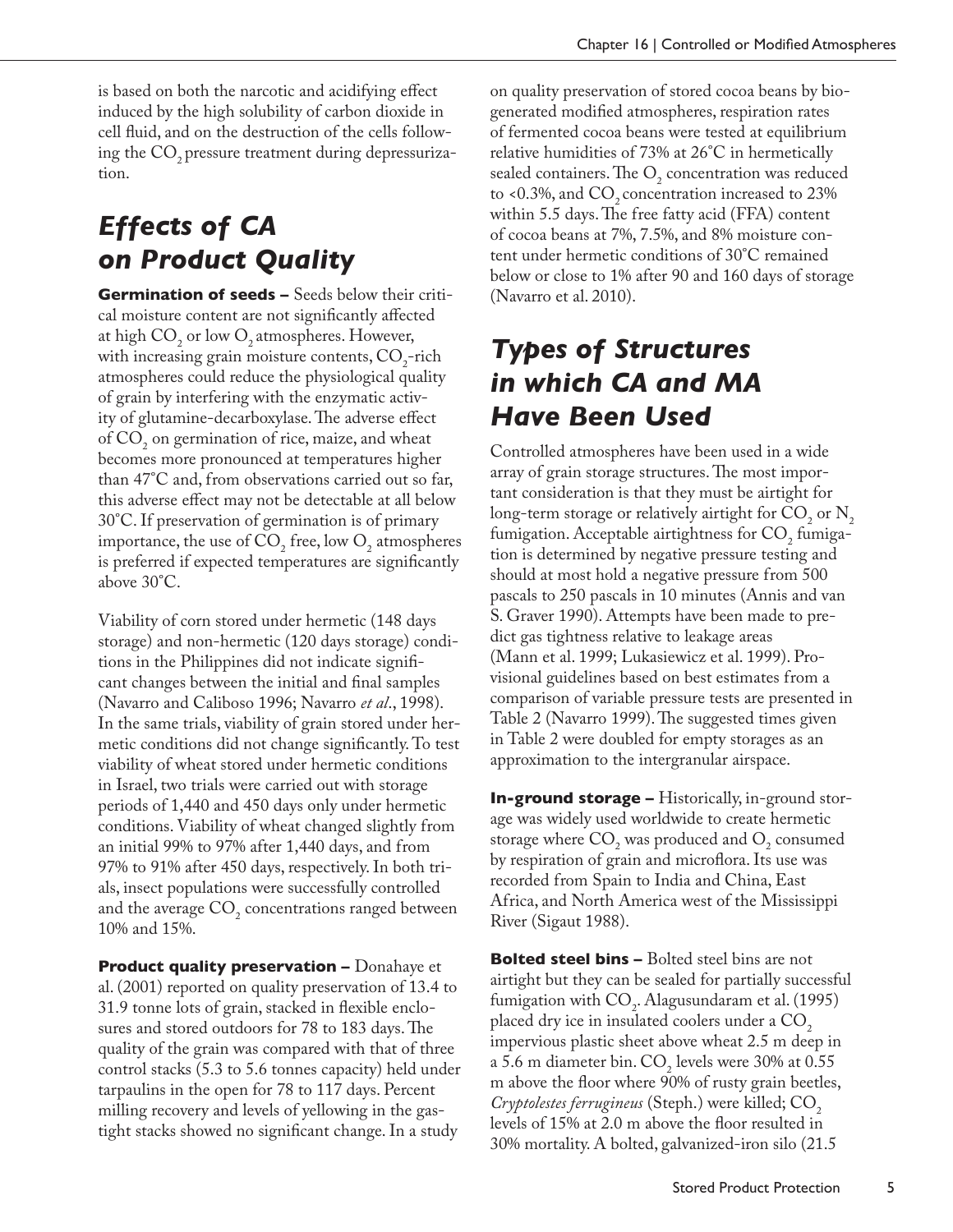is based on both the narcotic and acidifying effect induced by the high solubility of carbon dioxide in cell fluid, and on the destruction of the cells following the $CO_2$ pressure treatment during depressurization.

## Effects of CA on Product Quality

**Germination of seeds –** Seeds below their critical moisture content are not significantly affected at high $CO_2$ or low $O_2$ atmospheres. However, with increasing grain moisture contents, $CO_2$-rich atmospheres could reduce the physiological quality of grain by interfering with the enzymatic activity of glutamine-decarboxylase. The adverse effect of $CO_2$ on germination of rice, maize, and wheat becomes more pronounced at temperatures higher than 47˚C and, from observations carried out so far, this adverse effect may not be detectable at all below 30˚C. If preservation of germination is of primary importance, the use of $CO_2$ free, low $O_2$ atmospheres is preferred if expected temperatures are significantly above 30˚C.

Viability of corn stored under hermetic (148 days storage) and non-hermetic (120 days storage) conditions in the Philippines did not indicate significant changes between the initial and final samples (Navarro and Caliboso 1996; Navarro *et al*., 1998). In the same trials, viability of grain stored under hermetic conditions did not change significantly. To test viability of wheat stored under hermetic conditions in Israel, two trials were carried out with storage periods of 1,440 and 450 days only under hermetic conditions. Viability of wheat changed slightly from an initial 99% to 97% after 1,440 days, and from 97% to 91% after 450 days, respectively. In both trials, insect populations were successfully controlled and the average $CO_2$ concentrations ranged between 10% and 15%.

**Product quality preservation –** Donahaye et al. (2001) reported on quality preservation of 13.4 to 31.9 tonne lots of grain, stacked in flexible enclosures and stored outdoors for 78 to 183 days. The quality of the grain was compared with that of three control stacks (5.3 to 5.6 tonnes capacity) held under tarpaulins in the open for 78 to 117 days. Percent milling recovery and levels of yellowing in the gas-tight stacks showed no significant change. In a study on quality preservation of stored cocoa beans by bio-generated modified atmospheres, respiration rates of fermented cocoa beans were tested at equilibrium relative humidities of 73% at 26˚C in hermetically sealed containers. The $O_2$ concentration was reduced to <0.3%, and $CO_2$ concentration increased to 23% within 5.5 days. The free fatty acid (FFA) content of cocoa beans at 7%, 7.5%, and 8% moisture content under hermetic conditions of 30˚C remained below or close to 1% after 90 and 160 days of storage (Navarro et al. 2010).

## Types of Structures in which CA and MA Have Been Used

Controlled atmospheres have been used in a wide array of grain storage structures. The most important consideration is that they must be airtight for long-term storage or relatively airtight for $CO_2$ or $N_2$ fumigation. Acceptable airtightness for $CO_2$ fumigation is determined by negative pressure testing and should at most hold a negative pressure from 500 pascals to 250 pascals in 10 minutes (Annis and van S. Graver 1990). Attempts have been made to predict gas tightness relative to leakage areas (Mann et al. 1999; Lukasiewicz et al. 1999). Provisional guidelines based on best estimates from a comparison of variable pressure tests are presented in Table 2 (Navarro 1999). The suggested times given in Table 2 were doubled for empty storages as an approximation to the intergranular airspace.

**In-ground storage –** Historically, in-ground storage was widely used worldwide to create hermetic storage where $CO_2$ was produced and $O_2$ consumed by respiration of grain and microflora. Its use was recorded from Spain to India and China, East Africa, and North America west of the Mississippi River (Sigaut 1988).

**Bolted steel bins –** Bolted steel bins are not airtight but they can be sealed for partially successful fumigation with $CO_2$. Alagusundaram et al. (1995) placed dry ice in insulated coolers under a $CO_2$ impervious plastic sheet above wheat 2.5 m deep in a 5.6 m diameter bin. $CO_2$ levels were 30% at 0.55 m above the floor where 90% of rusty grain beetles, *Cryptolestes ferrugineus* (Steph.) were killed; $CO_2$ levels of 15% at 2.0 m above the floor resulted in 30% mortality. A bolted, galvanized-iron silo (21.5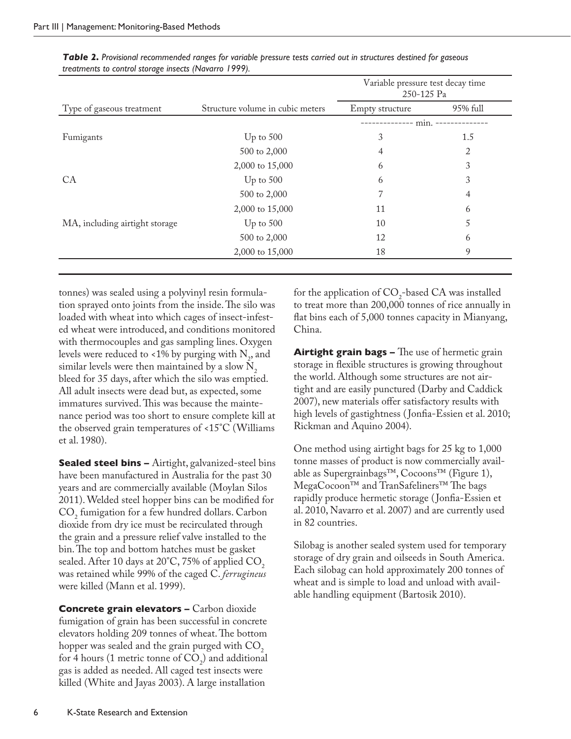*Table 2. Provisional recommended ranges for variable pressure tests carried out in structures destined for gaseous treatments to control storage insects (Navarro 1999).*

| Type of gaseous treatment | Structure volume in cubic meters | Variable pressure test decay time 250-125 Pa | |
|---|---|---|---|
| | | Empty structure | 95% full |
| | | min. | |
| Fumigants | Up to 500 | 3 | 1.5 |
| | 500 to 2,000 | 4 | 2 |
| | 2,000 to 15,000 | 6 | 3 |
| CA | Up to 500 | 6 | 3 |
| | 500 to 2,000 | 7 | 4 |
| | 2,000 to 15,000 | 11 | 6 |
| MA, including airtight storage | Up to 500 | 10 | 5 |
| | 500 to 2,000 | 12 | 6 |
| | 2,000 to 15,000 | 18 | 9 |

tonnes) was sealed using a polyvinyl resin formulation sprayed onto joints from the inside. The silo was loaded with wheat into which cages of insect-infested wheat were introduced, and conditions monitored with thermocouples and gas sampling lines. Oxygen levels were reduced to <1% by purging with $N_2$, and similar levels were then maintained by a slow $N_2$ bleed for 35 days, after which the silo was emptied. All adult insects were dead but, as expected, some immatures survived. This was because the maintenance period was too short to ensure complete kill at the observed grain temperatures of <15°C (Williams et al. 1980).

**Sealed steel bins –** Airtight, galvanized-steel bins have been manufactured in Australia for the past 30 years and are commercially available (Moylan Silos 2011). Welded steel hopper bins can be modified for $CO_2$ fumigation for a few hundred dollars. Carbon dioxide from dry ice must be recirculated through the grain and a pressure relief valve installed to the bin. The top and bottom hatches must be gasket sealed. After 10 days at 20°C, 75% of applied $CO_2$ was retained while 99% of the caged C. *ferrugineus* were killed (Mann et al. 1999).

**Concrete grain elevators –** Carbon dioxide fumigation of grain has been successful in concrete elevators holding 209 tonnes of wheat. The bottom hopper was sealed and the grain purged with $CO_2$ for 4 hours (1 metric tonne of $CO_2$) and additional gas is added as needed. All caged test insects were killed (White and Jayas 2003). A large installation for the application of $CO_2$-based CA was installed to treat more than 200,000 tonnes of rice annually in flat bins each of 5,000 tonnes capacity in Mianyang, China.

**Airtight grain bags –** The use of hermetic grain storage in flexible structures is growing throughout the world. Although some structures are not airtight and are easily punctured (Darby and Caddick 2007), new materials offer satisfactory results with high levels of gastightness (Jonfia-Essien et al. 2010; Rickman and Aquino 2004).

One method using airtight bags for 25 kg to 1,000 tonne masses of product is now commercially available as Supergrainbags™, Cocoons™ (Figure 1), MegaCocoon™ and TranSafeliners™ The bags rapidly produce hermetic storage (Jonfia-Essien et al. 2010, Navarro et al. 2007) and are currently used in 82 countries.

Silobag is another sealed system used for temporary storage of dry grain and oilseeds in South America. Each silobag can hold approximately 200 tonnes of wheat and is simple to load and unload with available handling equipment (Bartosik 2010).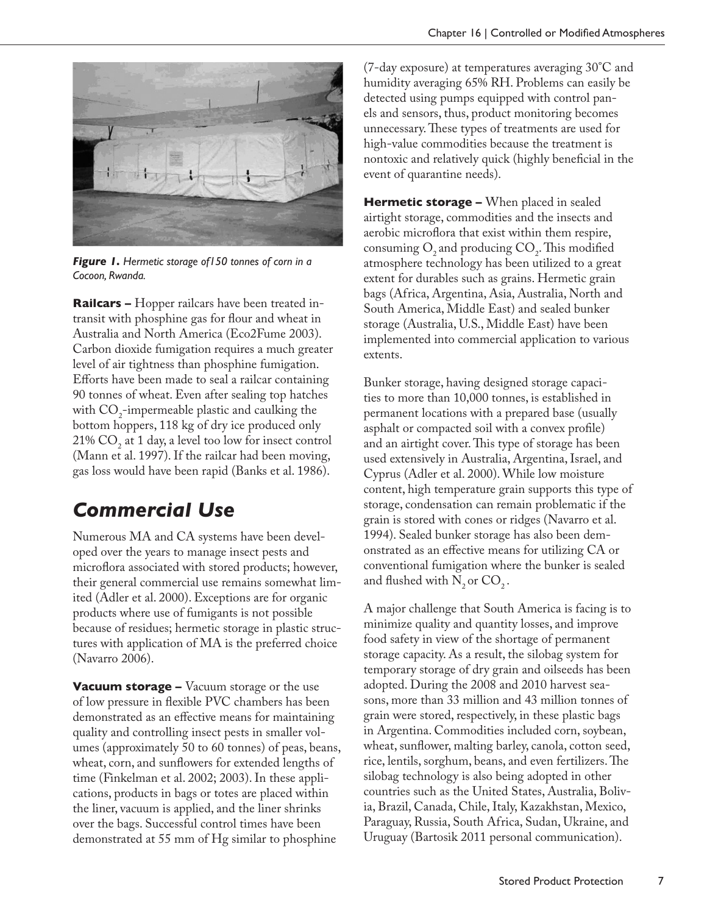*Figure 1. Hermetic storage of150 tonnes of corn in a Cocoon, Rwanda.*

**Railcars –** Hopper railcars have been treated in-transit with phosphine gas for flour and wheat in Australia and North America (Eco2Fume 2003). Carbon dioxide fumigation requires a much greater level of air tightness than phosphine fumigation. Efforts have been made to seal a railcar containing 90 tonnes of wheat. Even after sealing top hatches with $CO_2$-impermeable plastic and caulking the bottom hoppers, 118 kg of dry ice produced only 21% $CO_2$ at 1 day, a level too low for insect control (Mann et al. 1997). If the railcar had been moving, gas loss would have been rapid (Banks et al. 1986).

## Commercial Use

Numerous MA and CA systems have been developed over the years to manage insect pests and microflora associated with stored products; however, their general commercial use remains somewhat limited (Adler et al. 2000). Exceptions are for organic products where use of fumigants is not possible because of residues; hermetic storage in plastic structures with application of MA is the preferred choice (Navarro 2006).

**Vacuum storage –** Vacuum storage or the use of low pressure in flexible PVC chambers has been demonstrated as an effective means for maintaining quality and controlling insect pests in smaller volumes (approximately 50 to 60 tonnes) of peas, beans, wheat, corn, and sunflowers for extended lengths of time (Finkelman et al. 2002; 2003). In these applications, products in bags or totes are placed within the liner, vacuum is applied, and the liner shrinks over the bags. Successful control times have been demonstrated at 55 mm of Hg similar to phosphine (7-day exposure) at temperatures averaging 30°C and humidity averaging 65% RH. Problems can easily be detected using pumps equipped with control panels and sensors, thus, product monitoring becomes unnecessary. These types of treatments are used for high-value commodities because the treatment is nontoxic and relatively quick (highly beneficial in the event of quarantine needs).

**Hermetic storage –** When placed in sealed airtight storage, commodities and the insects and aerobic microflora that exist within them respire, consuming $O_2$ and producing $CO_2$. This modified atmosphere technology has been utilized to a great extent for durables such as grains. Hermetic grain bags (Africa, Argentina, Asia, Australia, North and South America, Middle East) and sealed bunker storage (Australia, U.S., Middle East) have been implemented into commercial application to various extents.

Bunker storage, having designed storage capacities to more than 10,000 tonnes, is established in permanent locations with a prepared base (usually asphalt or compacted soil with a convex profile) and an airtight cover. This type of storage has been used extensively in Australia, Argentina, Israel, and Cyprus (Adler et al. 2000). While low moisture content, high temperature grain supports this type of storage, condensation can remain problematic if the grain is stored with cones or ridges (Navarro et al. 1994). Sealed bunker storage has also been demonstrated as an effective means for utilizing CA or conventional fumigation where the bunker is sealed and flushed with $N_2$ or $CO_2$.

A major challenge that South America is facing is to minimize quality and quantity losses, and improve food safety in view of the shortage of permanent storage capacity. As a result, the silobag system for temporary storage of dry grain and oilseeds has been adopted. During the 2008 and 2010 harvest seasons, more than 33 million and 43 million tonnes of grain were stored, respectively, in these plastic bags in Argentina. Commodities included corn, soybean, wheat, sunflower, malting barley, canola, cotton seed, rice, lentils, sorghum, beans, and even fertilizers. The silobag technology is also being adopted in other countries such as the United States, Australia, Bolivia, Brazil, Canada, Chile, Italy, Kazakhstan, Mexico, Paraguay, Russia, South Africa, Sudan, Ukraine, and Uruguay (Bartosik 2011 personal communication).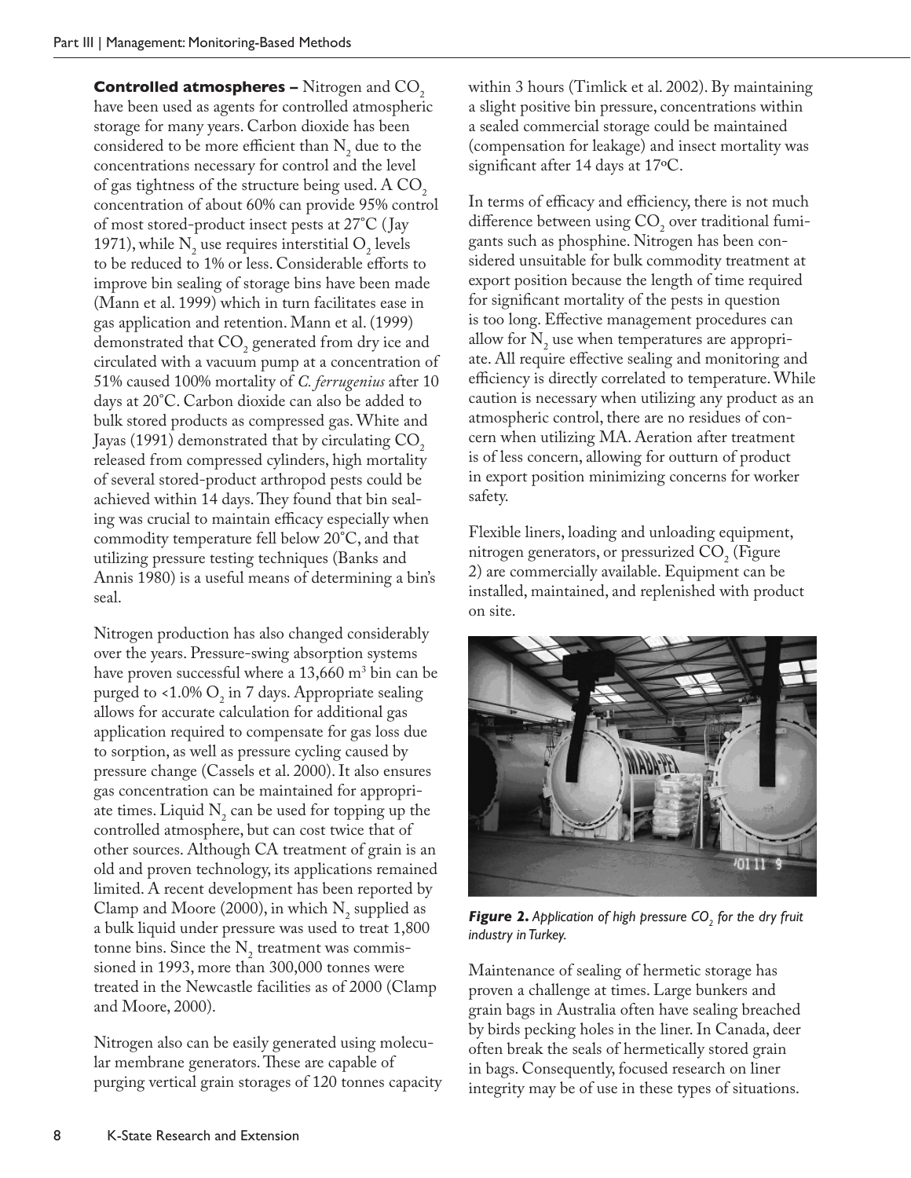**Controlled atmospheres –** Nitrogen and $CO_2$ have been used as agents for controlled atmospheric storage for many years. Carbon dioxide has been considered to be more efficient than $N_2$ due to the concentrations necessary for control and the level of gas tightness of the structure being used. A $CO_2$ concentration of about 60% can provide 95% control of most stored-product insect pests at 27˚C (Jay 1971), while $N_2$ use requires interstitial $O_2$ levels to be reduced to 1% or less. Considerable efforts to improve bin sealing of storage bins have been made (Mann et al. 1999) which in turn facilitates ease in gas application and retention. Mann et al. (1999) demonstrated that $CO_2$ generated from dry ice and circulated with a vacuum pump at a concentration of 51% caused 100% mortality of *C. ferrugenius* after 10 days at 20˚C. Carbon dioxide can also be added to bulk stored products as compressed gas. White and Jayas (1991) demonstrated that by circulating $CO_2$ released from compressed cylinders, high mortality of several stored-product arthropod pests could be achieved within 14 days. They found that bin sealing was crucial to maintain efficacy especially when commodity temperature fell below 20˚C, and that utilizing pressure testing techniques (Banks and Annis 1980) is a useful means of determining a bin's seal.

Nitrogen production has also changed considerably over the years. Pressure-swing absorption systems have proven successful where a 13,660 $m^3$ bin can be purged to <1.0% $O_2$ in 7 days. Appropriate sealing allows for accurate calculation for additional gas application required to compensate for gas loss due to sorption, as well as pressure cycling caused by pressure change (Cassels et al. 2000). It also ensures gas concentration can be maintained for appropriate times. Liquid $N_2$ can be used for topping up the controlled atmosphere, but can cost twice that of other sources. Although CA treatment of grain is an old and proven technology, its applications remained limited. A recent development has been reported by Clamp and Moore (2000), in which $N_2$ supplied as a bulk liquid under pressure was used to treat 1,800 tonne bins. Since the $N_2$ treatment was commissioned in 1993, more than 300,000 tonnes were treated in the Newcastle facilities as of 2000 (Clamp and Moore, 2000).

Nitrogen also can be easily generated using molecular membrane generators. These are capable of purging vertical grain storages of 120 tonnes capacity within 3 hours (Timlick et al. 2002). By maintaining a slight positive bin pressure, concentrations within a sealed commercial storage could be maintained (compensation for leakage) and insect mortality was significant after 14 days at 17ºC.

In terms of efficacy and efficiency, there is not much difference between using $CO_2$ over traditional fumigants such as phosphine. Nitrogen has been considered unsuitable for bulk commodity treatment at export position because the length of time required for significant mortality of the pests in question is too long. Effective management procedures can allow for $N_2$ use when temperatures are appropriate. All require effective sealing and monitoring and efficiency is directly correlated to temperature. While caution is necessary when utilizing any product as an atmospheric control, there are no residues of concern when utilizing MA. Aeration after treatment is of less concern, allowing for outturn of product in export position minimizing concerns for worker safety.

Flexible liners, loading and unloading equipment, nitrogen generators, or pressurized $CO_2$ (Figure 2) are commercially available. Equipment can be installed, maintained, and replenished with product on site.

***Figure 2.*** *Application of high pressure $CO_2$ for the dry fruit industry in Turkey.*

Maintenance of sealing of hermetic storage has proven a challenge at times. Large bunkers and grain bags in Australia often have sealing breached by birds pecking holes in the liner. In Canada, deer often break the seals of hermetically stored grain in bags. Consequently, focused research on liner integrity may be of use in these types of situations.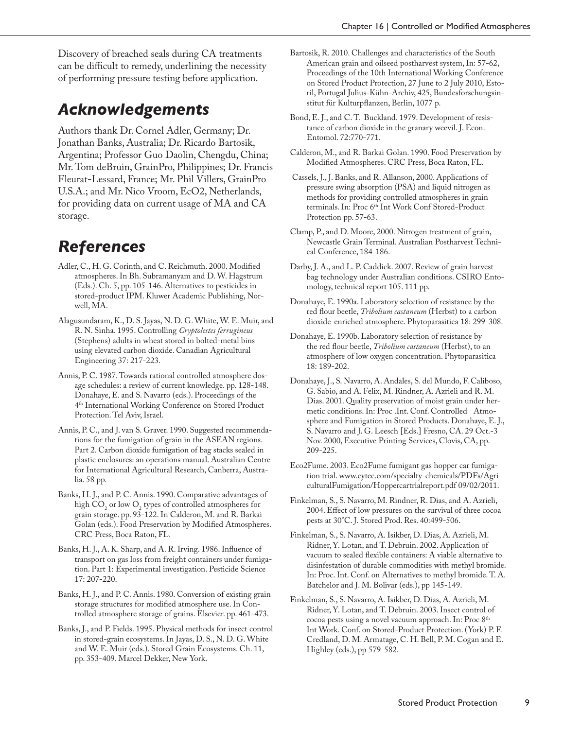Discovery of breached seals during CA treatments can be difficult to remedy, underlining the necessity of performing pressure testing before application.

## Acknowledgements

Authors thank Dr. Cornel Adler, Germany; Dr. Jonathan Banks, Australia; Dr. Ricardo Bartosik, Argentina; Professor Guo Daolin, Chengdu, China; Mr. Tom deBruin, GrainPro, Philippines; Dr. Francis Fleurat-Lessard, France; Mr. Phil Villers, GrainPro U.S.A.; and Mr. Nico Vroom, EcO2, Netherlands, for providing data on current usage of MA and CA storage.

## References

Adler, C., H. G. Corinth, and C. Reichmuth. 2000. Modified atmospheres. In Bh. Subramanyam and D. W. Hagstrum (Eds.). Ch. 5, pp. 105-146. Alternatives to pesticides in stored-product IPM. Kluwer Academic Publishing, Norwell, MA.

Alagusundaram, K., D. S. Jayas, N. D. G. White, W. E. Muir, and R. N. Sinha. 1995. Controlling *Cryptolestes ferrugineus* (Stephens) adults in wheat stored in bolted-metal bins using elevated carbon dioxide. Canadian Agricultural Engineering 37: 217-223.

Annis, P. C. 1987. Towards rational controlled atmosphere dosage schedules: a review of current knowledge. pp. 128-148. Donahaye, E. and S. Navarro (eds.). Proceedings of the 4th International Working Conference on Stored Product Protection. Tel Aviv, Israel.

Annis, P. C., and J. van S. Graver. 1990. Suggested recommendations for the fumigation of grain in the ASEAN regions. Part 2. Carbon dioxide fumigation of bag stacks sealed in plastic enclosures: an operations manual. Australian Centre for International Agricultural Research, Canberra, Australia. 58 pp.

Banks, H. J., and P. C. Annis. 1990. Comparative advantages of high $CO_2$ or low $O_2$ types of controlled atmospheres for grain storage. pp. 93-122. In Calderon, M. and R. Barkai Golan (eds.). Food Preservation by Modified Atmospheres. CRC Press, Boca Raton, FL.

Banks, H. J., A. K. Sharp, and A. R. Irving. 1986. Influence of transport on gas loss from freight containers under fumigation. Part 1: Experimental investigation. Pesticide Science 17: 207-220.

Banks, H. J., and P. C. Annis. 1980. Conversion of existing grain storage structures for modified atmosphere use. In Controlled atmosphere storage of grains. Elsevier. pp. 461-473.

Banks, J., and P. Fields. 1995. Physical methods for insect control in stored-grain ecosystems. In Jayas, D. S., N. D. G. White and W. E. Muir (eds.). Stored Grain Ecosystems. Ch. 11, pp. 353-409. Marcel Dekker, New York.

Bartosik, R. 2010. Challenges and characteristics of the South American grain and oilseed postharvest system, In: 57-62, Proceedings of the 10th International Working Conference on Stored Product Protection, 27 June to 2 July 2010, Estoril, Portugal Julius-Kühn-Archiv, 425, Bundesforschungsinstitut für Kulturpflanzen, Berlin, 1077 p.

Bond, E. J., and C. T. Buckland. 1979. Development of resistance of carbon dioxide in the granary weevil. J. Econ. Entomol. 72:770-771.

Calderon, M., and R. Barkai Golan. 1990. Food Preservation by Modified Atmospheres. CRC Press, Boca Raton, FL.

Cassels, J., J. Banks, and R. Allanson, 2000. Applications of pressure swing absorption (PSA) and liquid nitrogen as methods for providing controlled atmospheres in grain terminals. In: Proc 6th Int Work Conf Stored-Product Protection pp. 57-63.

Clamp, P., and D. Moore, 2000. Nitrogen treatment of grain, Newcastle Grain Terminal. Australian Postharvest Technical Conference, 184-186.

Darby, J. A., and L. P. Caddick. 2007. Review of grain harvest bag technology under Australian conditions. CSIRO Entomology, technical report 105. 111 pp.

Donahaye, E. 1990a. Laboratory selection of resistance by the red flour beetle, *Tribolium castaneum* (Herbst) to a carbon dioxide-enriched atmosphere. Phytoparasitica 18: 299-308.

Donahaye, E. 1990b. Laboratory selection of resistance by the red flour beetle, *Tribolium castaneum* (Herbst), to an atmosphere of low oxygen concentration. Phytoparasitica 18: 189-202.

Donahaye, J., S. Navarro, A. Andales, S. del Mundo, F. Caliboso, G. Sabio, and A. Felix, M. Rindner, A. Azrieli and R. M. Dias. 2001. Quality preservation of moist grain under hermetic conditions. In: Proc .Int. Conf. Controlled Atmosphere and Fumigation in Stored Products. Donahaye, E. J., S. Navarro and J. G. Leesch [Eds.] Fresno, CA. 29 Oct.-3 Nov. 2000, Executive Printing Services, Clovis, CA, pp. 209-225.

Eco2Fume. 2003. Eco2Fume fumigant gas hopper car fumigation trial. www.cytec.com/specialty-chemicals/PDFs/AgriculturalFumigation/Hoppercartrialreport.pdf 09/02/2011.

Finkelman, S., S. Navarro, M. Rindner, R. Dias, and A. Azrieli, 2004. Effect of low pressures on the survival of three cocoa pests at 30°C. J. Stored Prod. Res. 40:499-506.

Finkelman, S., S. Navarro, A. Isikber, D. Dias, A. Azrieli, M. Ridner, Y. Lotan, and T. Debruin. 2002. Application of vacuum to sealed flexible containers: A viable alternative to disinfestation of durable commodities with methyl bromide. In: Proc. Int. Conf. on Alternatives to methyl bromide. T. A. Batchelor and J. M. Bolivar (eds.), pp 145-149.

Finkelman, S., S. Navarro, A. Isikber, D. Dias, A. Azrieli, M. Ridner, Y. Lotan, and T. Debruin. 2003. Insect control of cocoa pests using a novel vacuum approach. In: Proc 8th Int Work. Conf. on Stored-Product Protection. (York) P. F. Credland, D. M. Armatage, C. H. Bell, P. M. Cogan and E. Highley (eds.), pp 579-582.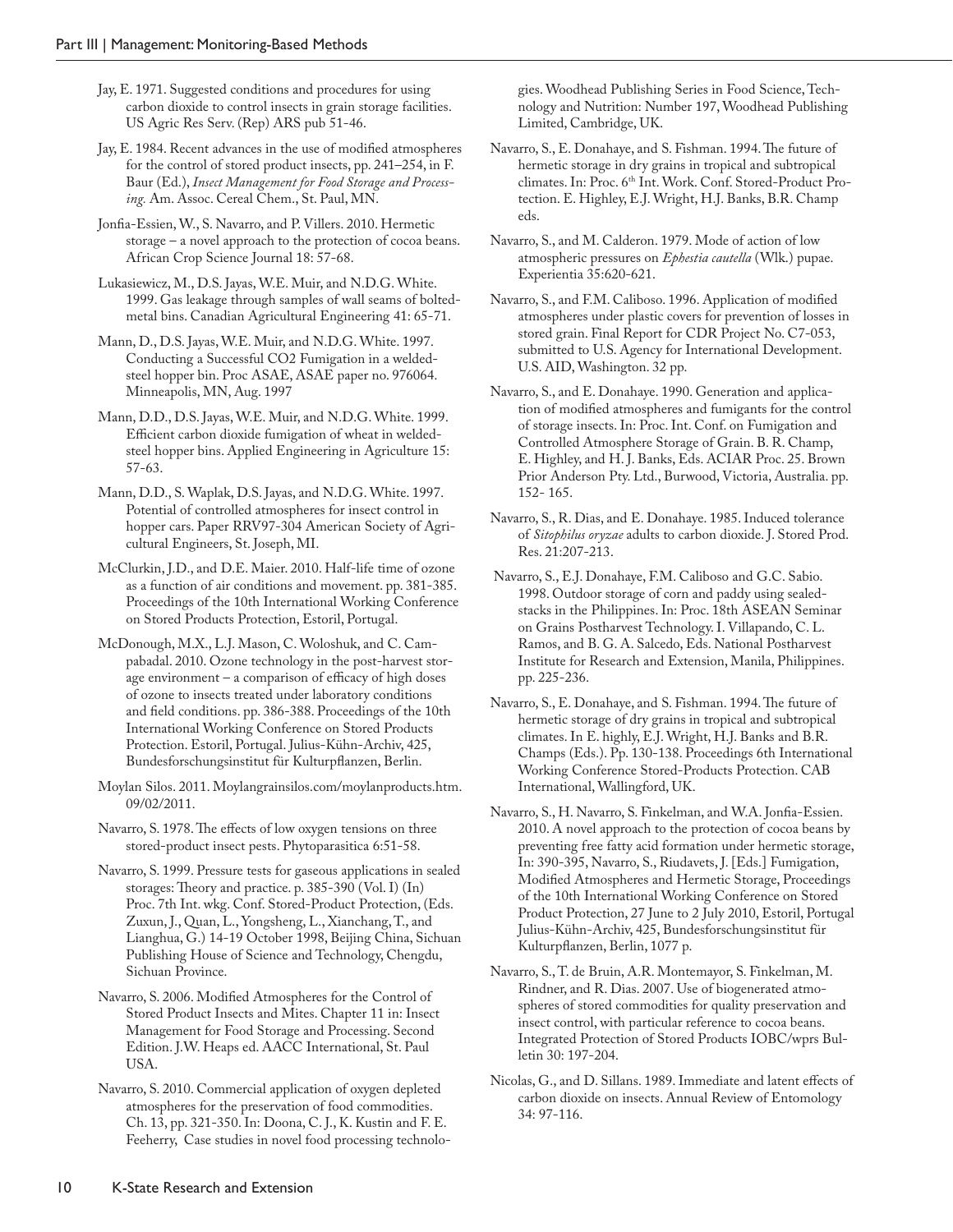Jay, E. 1971. Suggested conditions and procedures for using carbon dioxide to control insects in grain storage facilities. US Agric Res Serv. (Rep) ARS pub 51-46.

Jay, E. 1984. Recent advances in the use of modified atmospheres for the control of stored product insects, pp. 241–254, in F. Baur (Ed.), *Insect Management for Food Storage and Processing.* Am. Assoc. Cereal Chem., St. Paul, MN.

Jonfia-Essien, W., S. Navarro, and P. Villers. 2010. Hermetic storage – a novel approach to the protection of cocoa beans. African Crop Science Journal 18: 57-68.

Lukasiewicz, M., D.S. Jayas, W.E. Muir, and N.D.G. White. 1999. Gas leakage through samples of wall seams of bolted-metal bins. Canadian Agricultural Engineering 41: 65-71.

Mann, D., D.S. Jayas, W.E. Muir, and N.D.G. White. 1997. Conducting a Successful CO2 Fumigation in a welded-steel hopper bin. Proc ASAE, ASAE paper no. 976064. Minneapolis, MN, Aug. 1997

Mann, D.D., D.S. Jayas, W.E. Muir, and N.D.G. White. 1999. Efficient carbon dioxide fumigation of wheat in welded-steel hopper bins. Applied Engineering in Agriculture 15: 57-63.

Mann, D.D., S. Waplak, D.S. Jayas, and N.D.G. White. 1997. Potential of controlled atmospheres for insect control in hopper cars. Paper RRV97-304 American Society of Agricultural Engineers, St. Joseph, MI.

McClurkin, J.D., and D.E. Maier. 2010. Half-life time of ozone as a function of air conditions and movement. pp. 381-385. Proceedings of the 10th International Working Conference on Stored Products Protection, Estoril, Portugal.

McDonough, M.X., L.J. Mason, C. Woloshuk, and C. Campabadal. 2010. Ozone technology in the post-harvest storage environment – a comparison of efficacy of high doses of ozone to insects treated under laboratory conditions and field conditions. pp. 386-388. Proceedings of the 10th International Working Conference on Stored Products Protection. Estoril, Portugal. Julius-Kühn-Archiv, 425, Bundesforschungsinstitut für Kulturpflanzen, Berlin.

Moylan Silos. 2011. Moylangrainsilos.com/moylanproducts.htm. 09/02/2011.

Navarro, S. 1978. The effects of low oxygen tensions on three stored-product insect pests. Phytoparasitica 6:51-58.

Navarro, S. 1999. Pressure tests for gaseous applications in sealed storages: Theory and practice. p. 385-390 (Vol. I) (In) Proc. 7th Int. wkg. Conf. Stored-Product Protection, (Eds. Zuxun, J., Quan, L., Yongsheng, L., Xianchang, T., and Lianghua, G.) 14-19 October 1998, Beijing China, Sichuan Publishing House of Science and Technology, Chengdu, Sichuan Province.

Navarro, S. 2006. Modified Atmospheres for the Control of Stored Product Insects and Mites. Chapter 11 in: Insect Management for Food Storage and Processing. Second Edition. J.W. Heaps ed. AACC International, St. Paul USA.

Navarro, S. 2010. Commercial application of oxygen depleted atmospheres for the preservation of food commodities. Ch. 13, pp. 321-350. In: Doona, C. J., K. Kustin and F. E. Feeherry, Case studies in novel food processing technologies. Woodhead Publishing Series in Food Science, Technology and Nutrition: Number 197, Woodhead Publishing Limited, Cambridge, UK.

Navarro, S., E. Donahaye, and S. Fishman. 1994. The future of hermetic storage in dry grains in tropical and subtropical climates. In: Proc. 6th Int. Work. Conf. Stored-Product Protection. E. Highley, E.J. Wright, H.J. Banks, B.R. Champ eds.

Navarro, S., and M. Calderon. 1979. Mode of action of low atmospheric pressures on *Ephestia cautella* (Wlk.) pupae. Experientia 35:620-621.

Navarro, S., and F.M. Caliboso. 1996. Application of modified atmospheres under plastic covers for prevention of losses in stored grain. Final Report for CDR Project No. C7-053, submitted to U.S. Agency for International Development. U.S. AID, Washington. 32 pp.

Navarro, S., and E. Donahaye. 1990. Generation and application of modified atmospheres and fumigants for the control of storage insects. In: Proc. Int. Conf. on Fumigation and Controlled Atmosphere Storage of Grain. B. R. Champ, E. Highley, and H. J. Banks, Eds. ACIAR Proc. 25. Brown Prior Anderson Pty. Ltd., Burwood, Victoria, Australia. pp. 152- 165.

Navarro, S., R. Dias, and E. Donahaye. 1985. Induced tolerance of *Sitophilus oryzae* adults to carbon dioxide. J. Stored Prod. Res. 21:207-213.

Navarro, S., E.J. Donahaye, F.M. Caliboso and G.C. Sabio. 1998. Outdoor storage of corn and paddy using sealed-stacks in the Philippines. In: Proc. 18th ASEAN Seminar on Grains Postharvest Technology. I. Villapando, C. L. Ramos, and B. G. A. Salcedo, Eds. National Postharvest Institute for Research and Extension, Manila, Philippines. pp. 225-236.

Navarro, S., E. Donahaye, and S. Fishman. 1994. The future of hermetic storage of dry grains in tropical and subtropical climates. In E. highly, E.J. Wright, H.J. Banks and B.R. Champs (Eds.). Pp. 130-138. Proceedings 6th International Working Conference Stored-Products Protection. CAB International, Wallingford, UK.

Navarro, S., H. Navarro, S. Finkelman, and W.A. Jonfia-Essien. 2010. A novel approach to the protection of cocoa beans by preventing free fatty acid formation under hermetic storage, In: 390-395, Navarro, S., Riudavets, J. [Eds.] Fumigation, Modified Atmospheres and Hermetic Storage, Proceedings of the 10th International Working Conference on Stored Product Protection, 27 June to 2 July 2010, Estoril, Portugal Julius-Kühn-Archiv, 425, Bundesforschungsinstitut für Kulturpflanzen, Berlin, 1077 p.

Navarro, S., T. de Bruin, A.R. Montemayor, S. Finkelman, M. Rindner, and R. Dias. 2007. Use of biogenerated atmospheres of stored commodities for quality preservation and insect control, with particular reference to cocoa beans. Integrated Protection of Stored Products IOBC/wprs Bulletin 30: 197-204.

Nicolas, G., and D. Sillans. 1989. Immediate and latent effects of carbon dioxide on insects. Annual Review of Entomology 34: 97-116.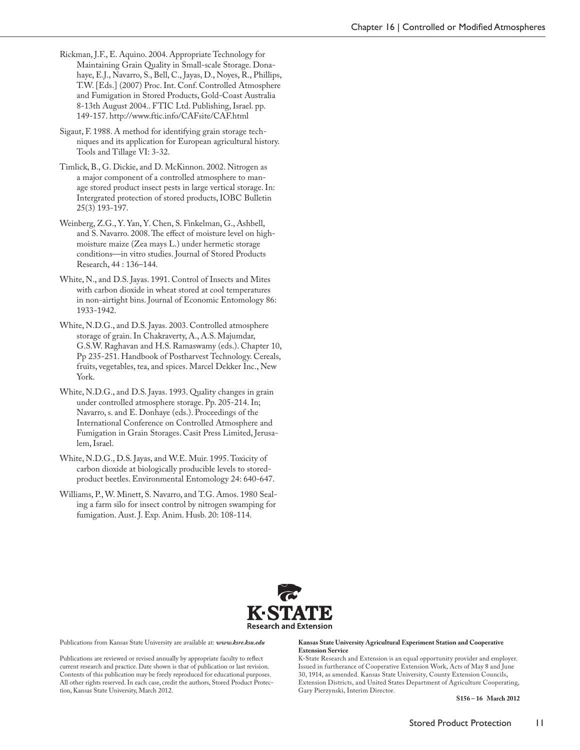Rickman, J.F., E. Aquino. 2004. Appropriate Technology for Maintaining Grain Quality in Small-scale Storage. Donahaye, E.J., Navarro, S., Bell, C., Jayas, D., Noyes, R., Phillips, T.W. [Eds.] (2007) Proc. Int. Conf. Controlled Atmosphere and Fumigation in Stored Products, Gold-Coast Australia 8-13th August 2004.. FTIC Ltd. Publishing, Israel. pp. 149-157. http://www.ftic.info/CAFsite/CAF.html

Sigaut, F. 1988. A method for identifying grain storage techniques and its application for European agricultural history. Tools and Tillage VI: 3-32.

Timlick, B., G. Dickie, and D. McKinnon. 2002. Nitrogen as a major component of a controlled atmosphere to manage stored product insect pests in large vertical storage. In: Intergrated protection of stored products, IOBC Bulletin 25(3) 193-197.

Weinberg, Z.G., Y. Yan, Y. Chen, S. Finkelman, G., Ashbell, and S. Navarro. 2008. The effect of moisture level on high-moisture maize (Zea mays L.) under hermetic storage conditions—in vitro studies. Journal of Stored Products Research, 44 : 136–144.

White, N., and D.S. Jayas. 1991. Control of Insects and Mites with carbon dioxide in wheat stored at cool temperatures in non-airtight bins. Journal of Economic Entomology 86: 1933-1942.

White, N.D.G., and D.S. Jayas. 2003. Controlled atmosphere storage of grain. In Chakraverty, A., A.S. Majumdar, G.S.W. Raghavan and H.S. Ramaswamy (eds.). Chapter 10, Pp 235-251. Handbook of Postharvest Technology. Cereals, fruits, vegetables, tea, and spices. Marcel Dekker Inc., New York.

White, N.D.G., and D.S. Jayas. 1993. Quality changes in grain under controlled atmosphere storage. Pp. 205-214. In; Navarro, s. and E. Donhaye (eds.). Proceedings of the International Conference on Controlled Atmosphere and Fumigation in Grain Storages. Casit Press Limited, Jerusalem, Israel.

White, N.D.G., D.S. Jayas, and W.E. Muir. 1995. Toxicity of carbon dioxide at biologically producible levels to stored-product beetles. Environmental Entomology 24: 640-647.

Williams, P., W. Minett, S. Navarro, and T.G. Amos. 1980 Sealing a farm silo for insect control by nitrogen swamping for fumigation. Aust. J. Exp. Anim. Husb. 20: 108-114.

K·STATE Research and Extension

Publications from Kansas State University are available at: ***www.ksre.ksu.edu***

Publications are reviewed or revised annually by appropriate faculty to reflect current research and practice. Date shown is that of publication or last revision. Contents of this publication may be freely reproduced for educational purposes. All other rights reserved. In each case, credit the authors, Stored Product Protection, Kansas State University, March 2012.

**Kansas State University Agricultural Experiment Station and Cooperative Extension Service**

K-State Research and Extension is an equal opportunity provider and employer. Issued in furtherance of Cooperative Extension Work, Acts of May 8 and June 30, 1914, as amended. Kansas State University, County Extension Councils, Extension Districts, and United States Department of Agriculture Cooperating, Gary Pierzynski, Interim Director.

**S156 – 16 March 2012**